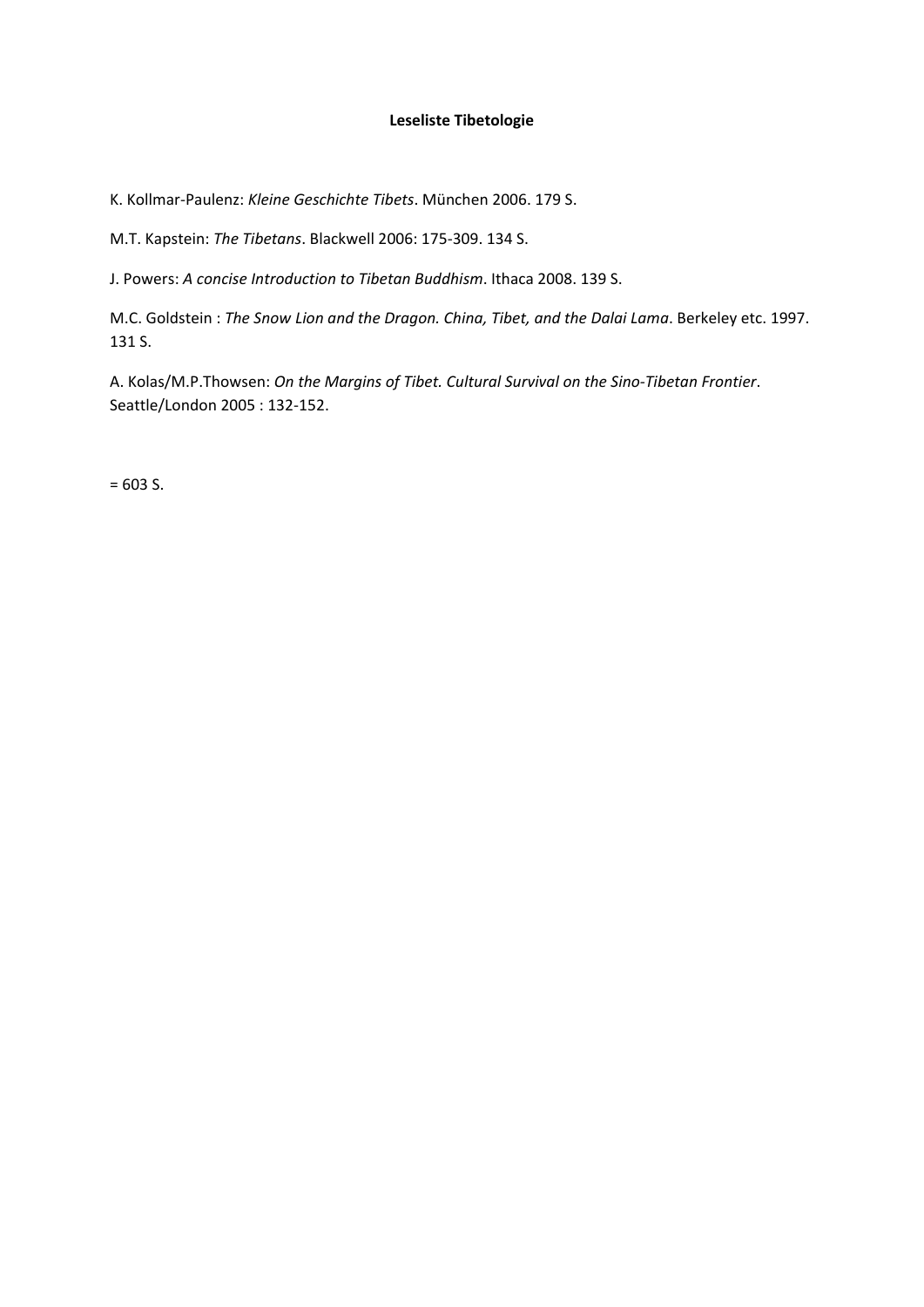**Leseliste Tibetologie**

K. Kollmar-Paulenz: *Kleine Geschichte Tibets*. München 2006. 179 S.

M.T. Kapstein: *The Tibetans*. Blackwell 2006: 175-309. 134 S.

J. Powers: *A concise Introduction to Tibetan Buddhism*. Ithaca 2008. 139 S.

M.C. Goldstein : *The Snow Lion and the Dragon. China, Tibet, and the Dalai Lama*. Berkeley etc. 1997. 131 S.

A. Kolas/M.P.Thowsen: *On the Margins of Tibet. Cultural Survival on the Sino-Tibetan Frontier*. Seattle/London 2005 : 132-152.

= 603 S.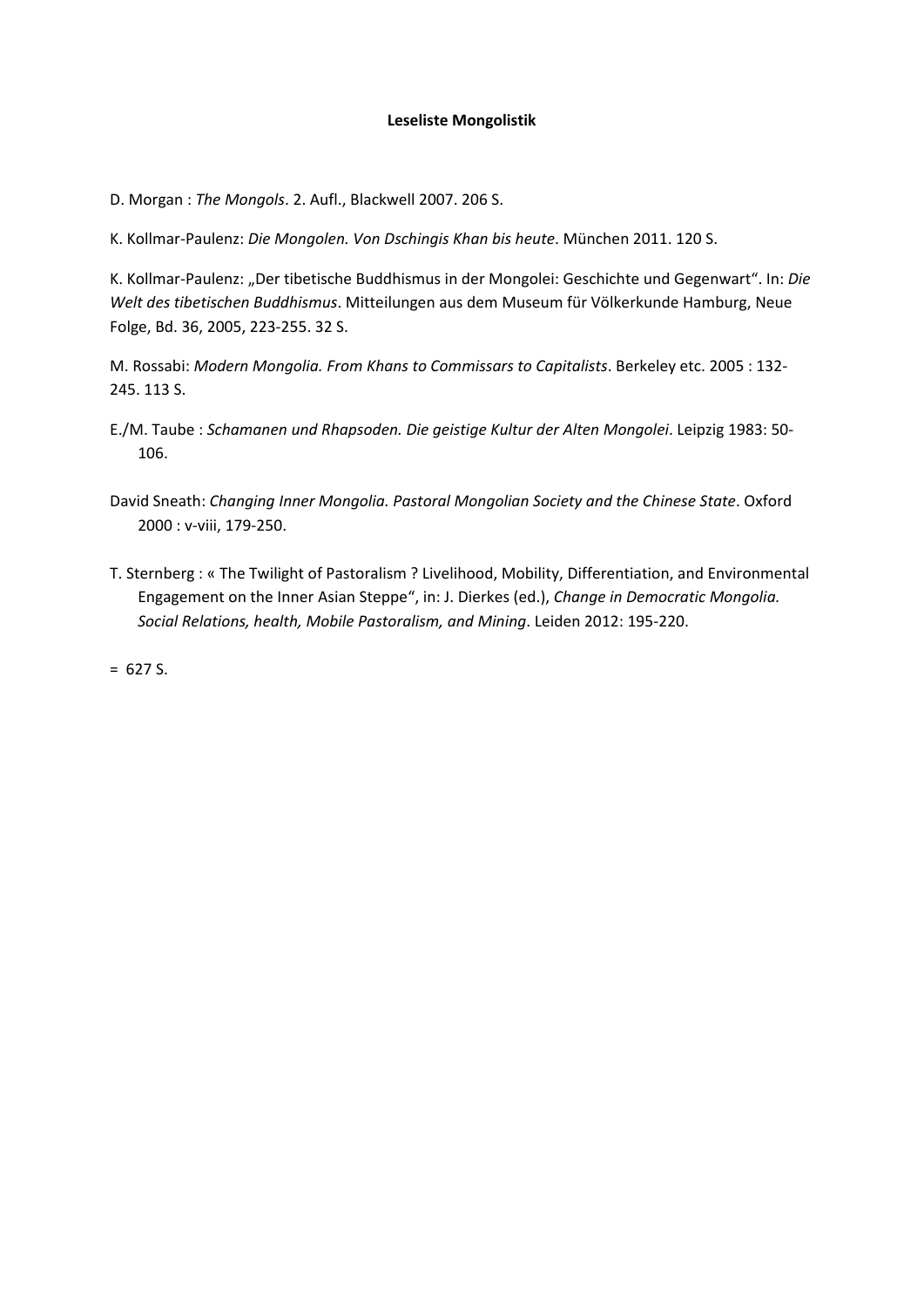**Leseliste Mongolistik**

D. Morgan : *The Mongols*. 2. Aufl., Blackwell 2007. 206 S.

K. Kollmar-Paulenz: *Die Mongolen. Von Dschingis Khan bis heute*. München 2011. 120 S.

K. Kollmar-Paulenz: „Der tibetische Buddhismus in der Mongolei: Geschichte und Gegenwart". In: *Die Welt des tibetischen Buddhismus*. Mitteilungen aus dem Museum für Völkerkunde Hamburg, Neue Folge, Bd. 36, 2005, 223-255. 32 S.

M. Rossabi: *Modern Mongolia. From Khans to Commissars to Capitalists*. Berkeley etc. 2005 : 132-245. 113 S.

E./M. Taube : *Schamanen und Rhapsoden. Die geistige Kultur der Alten Mongolei*. Leipzig 1983: 50-106.

David Sneath: *Changing Inner Mongolia. Pastoral Mongolian Society and the Chinese State*. Oxford 2000 : v-viii, 179-250.

T. Sternberg : « The Twilight of Pastoralism ? Livelihood, Mobility, Differentiation, and Environmental Engagement on the Inner Asian Steppe", in: J. Dierkes (ed.), *Change in Democratic Mongolia. Social Relations, health, Mobile Pastoralism, and Mining*. Leiden 2012: 195-220.

= 627 S.